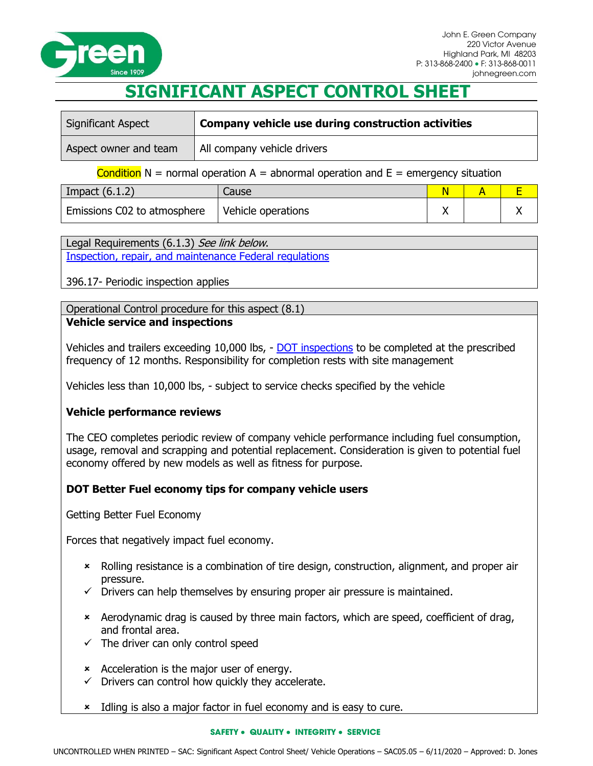John E. Green Company
220 Victor Avenue
Highland Park, MI 48203
P: 313-868-2400 • F: 313-868-0011
johnegreen.com

# SIGNIFICANT ASPECT CONTROL SHEET

| Significant Aspect | **Company vehicle use during construction activities** |
|---|---|
| Aspect owner and team | All company vehicle drivers |

Condition N = normal operation A = abnormal operation and E = emergency situation

| Impact (6.1.2) | Cause | N | A | E |
|---|---|---|---|---|
| Emissions C02 to atmosphere | Vehicle operations | X | | X |

Legal Requirements (6.1.3) *See link below.*

Inspection, repair, and maintenance Federal regulations

396.17- Periodic inspection applies

Operational Control procedure for this aspect (8.1)

**Vehicle service and inspections**

Vehicles and trailers exceeding 10,000 lbs, - DOT inspections to be completed at the prescribed frequency of 12 months. Responsibility for completion rests with site management

Vehicles less than 10,000 lbs, - subject to service checks specified by the vehicle

**Vehicle performance reviews**

The CEO completes periodic review of company vehicle performance including fuel consumption, usage, removal and scrapping and potential replacement. Consideration is given to potential fuel economy offered by new models as well as fitness for purpose.

**DOT Better Fuel economy tips for company vehicle users**

Getting Better Fuel Economy

Forces that negatively impact fuel economy.

- ✗ Rolling resistance is a combination of tire design, construction, alignment, and proper air pressure.
- ✓ Drivers can help themselves by ensuring proper air pressure is maintained.

- ✗ Aerodynamic drag is caused by three main factors, which are speed, coefficient of drag, and frontal area.
- ✓ The driver can only control speed

- ✗ Acceleration is the major user of energy.
- ✓ Drivers can control how quickly they accelerate.

- ✗ Idling is also a major factor in fuel economy and is easy to cure.

SAFETY • QUALITY • INTEGRITY • SERVICE

UNCONTROLLED WHEN PRINTED – SAC: Significant Aspect Control Sheet/ Vehicle Operations – SAC05.05 – 6/11/2020 – Approved: D. Jones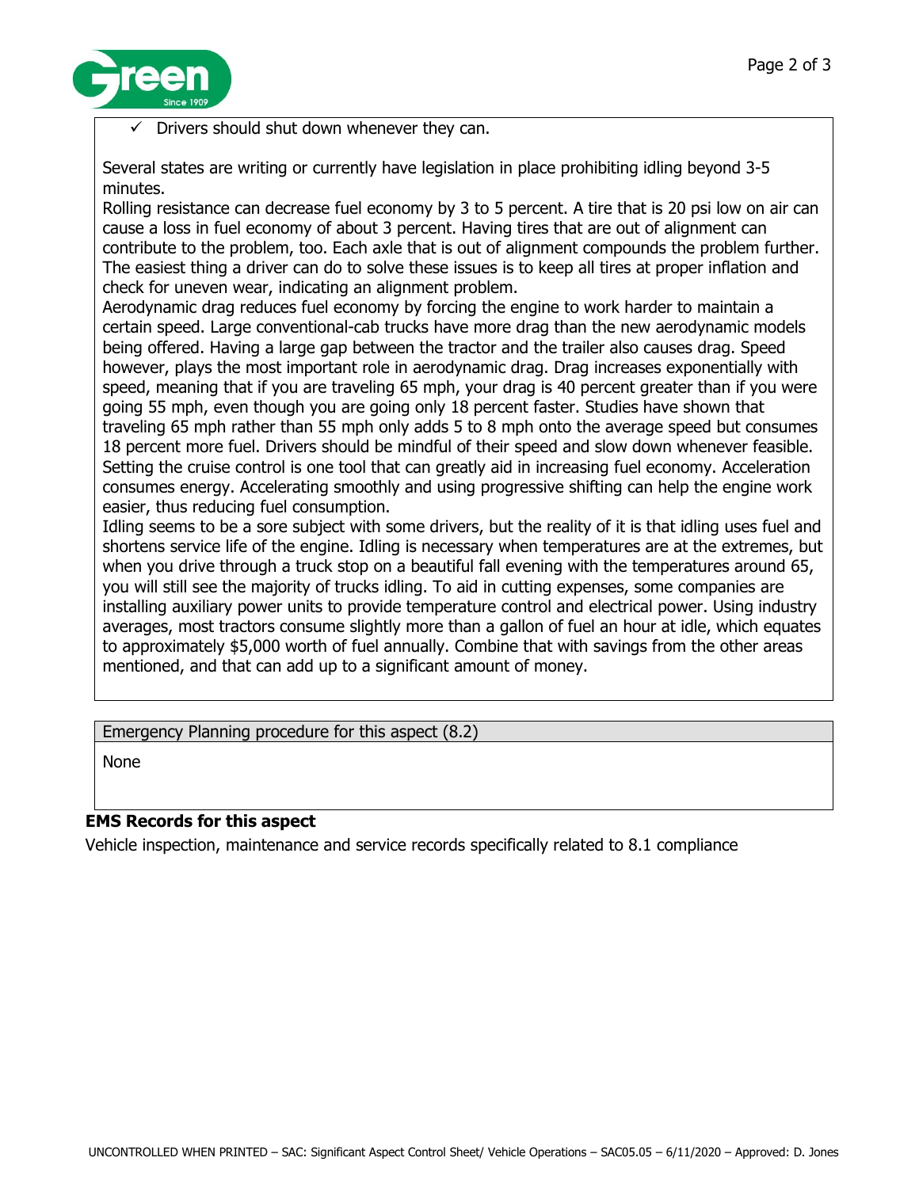- ✓ Drivers should shut down whenever they can.

Several states are writing or currently have legislation in place prohibiting idling beyond 3-5 minutes.

Rolling resistance can decrease fuel economy by 3 to 5 percent. A tire that is 20 psi low on air can cause a loss in fuel economy of about 3 percent. Having tires that are out of alignment can contribute to the problem, too. Each axle that is out of alignment compounds the problem further. The easiest thing a driver can do to solve these issues is to keep all tires at proper inflation and check for uneven wear, indicating an alignment problem.

Aerodynamic drag reduces fuel economy by forcing the engine to work harder to maintain a certain speed. Large conventional-cab trucks have more drag than the new aerodynamic models being offered. Having a large gap between the tractor and the trailer also causes drag. Speed however, plays the most important role in aerodynamic drag. Drag increases exponentially with speed, meaning that if you are traveling 65 mph, your drag is 40 percent greater than if you were going 55 mph, even though you are going only 18 percent faster. Studies have shown that traveling 65 mph rather than 55 mph only adds 5 to 8 mph onto the average speed but consumes 18 percent more fuel. Drivers should be mindful of their speed and slow down whenever feasible. Setting the cruise control is one tool that can greatly aid in increasing fuel economy. Acceleration consumes energy. Accelerating smoothly and using progressive shifting can help the engine work easier, thus reducing fuel consumption.

Idling seems to be a sore subject with some drivers, but the reality of it is that idling uses fuel and shortens service life of the engine. Idling is necessary when temperatures are at the extremes, but when you drive through a truck stop on a beautiful fall evening with the temperatures around 65, you will still see the majority of trucks idling. To aid in cutting expenses, some companies are installing auxiliary power units to provide temperature control and electrical power. Using industry averages, most tractors consume slightly more than a gallon of fuel an hour at idle, which equates to approximately $5,000 worth of fuel annually. Combine that with savings from the other areas mentioned, and that can add up to a significant amount of money.

| Emergency Planning procedure for this aspect (8.2) |
| --- |
| None |

**EMS Records for this aspect**

Vehicle inspection, maintenance and service records specifically related to 8.1 compliance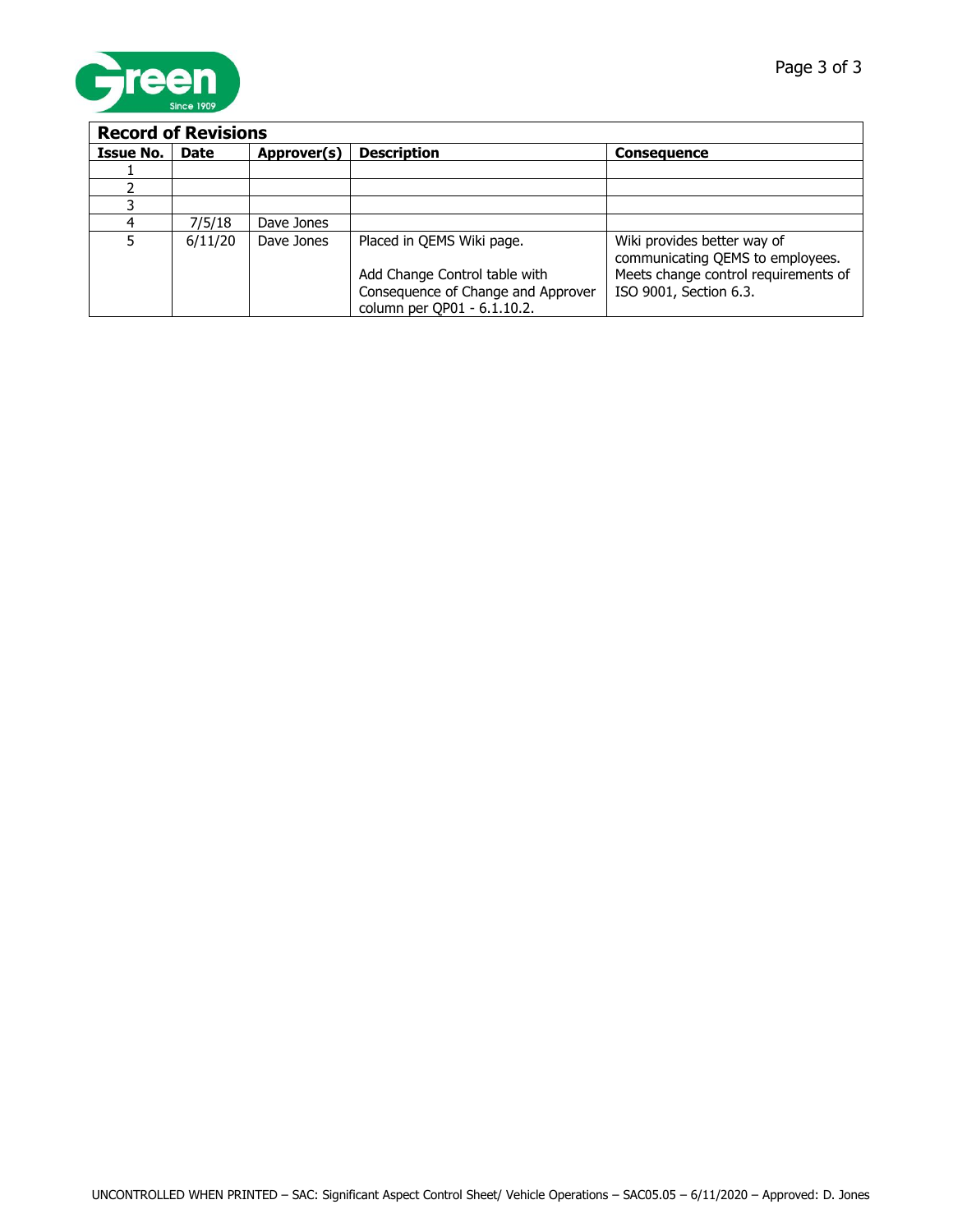## Record of Revisions

| Issue No. | Date | Approver(s) | Description | Consequence |
|---|---|---|---|---|
| 1 | | | | |
| 2 | | | | |
| 3 | | | | |
| 4 | 7/5/18 | Dave Jones | | |
| 5 | 6/11/20 | Dave Jones | Placed in QEMS Wiki page.<br><br>Add Change Control table with Consequence of Change and Approver column per QP01 - 6.1.10.2. | Wiki provides better way of communicating QEMS to employees. Meets change control requirements of ISO 9001, Section 6.3. |

UNCONTROLLED WHEN PRINTED – SAC: Significant Aspect Control Sheet/ Vehicle Operations – SAC05.05 – 6/11/2020 – Approved: D. Jones